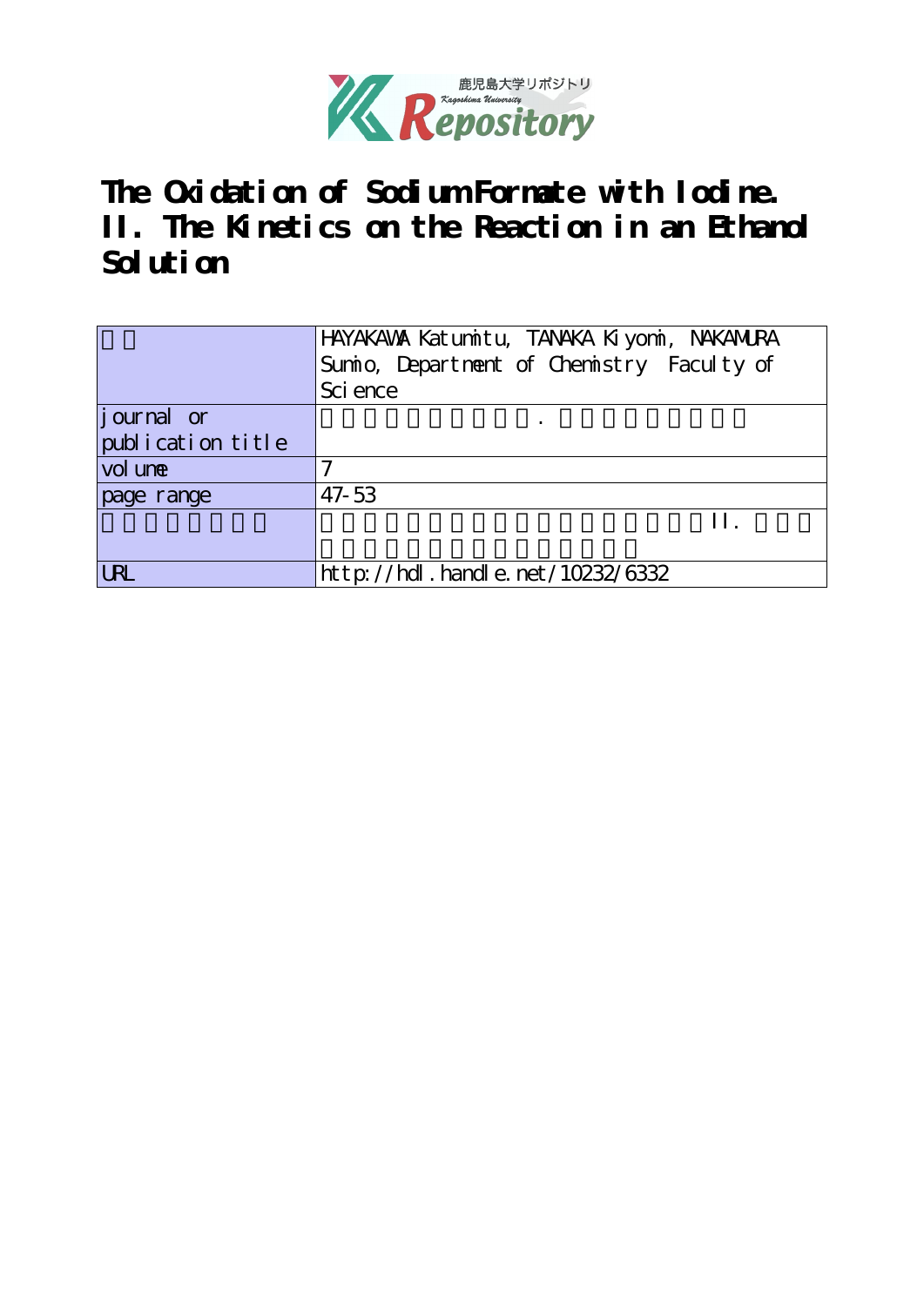# The Oxidation of Sodium Formate with Iodine. II. The Kinetics on the Reaction in an Ethanol Solution

| | |
|---|---|
| 著者 | HAYAKAWA Katumitu, TANAKA Kiyomi, NAKAMURA Sumio, Department of Chemistry Faculty of Science |
| journal or publication title | 鹿児島大学理学部紀要．数学・物理学・化学 |
| volume | 7 |
| page range | 47-53 |
| 別言語のタイトル | ヨウ素によるギ酸ナトリウムの酸化反応　II．エタノール溶液中における反応の速度論的研究 |
| URL | http://hdl.handle.net/10232/6332 |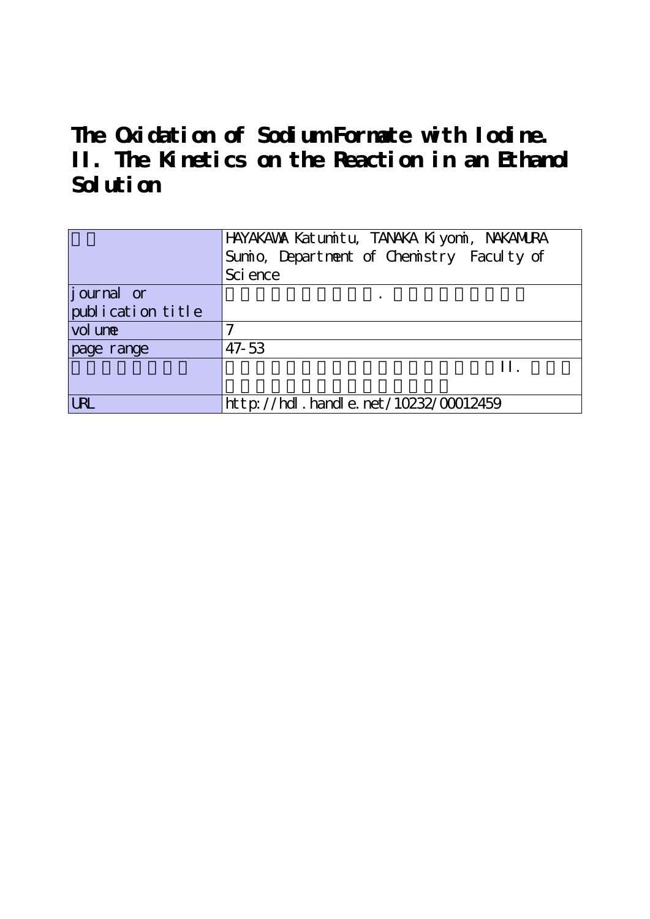# The Oxidation of Sodium Formate with Iodine. II. The Kinetics on the Reaction in an Ethanol Solution

| | |
|---|---|
| | HAYAKAWA Katumitu, TANAKA Kiyomi, NAKAMURA Sumio, Department of Chemistry Faculty of Science |
| journal or publication title | |
| volume | 7 |
| page range | 47-53 |
| | II. |
| URL | http://hdl.handle.net/10232/00012459 |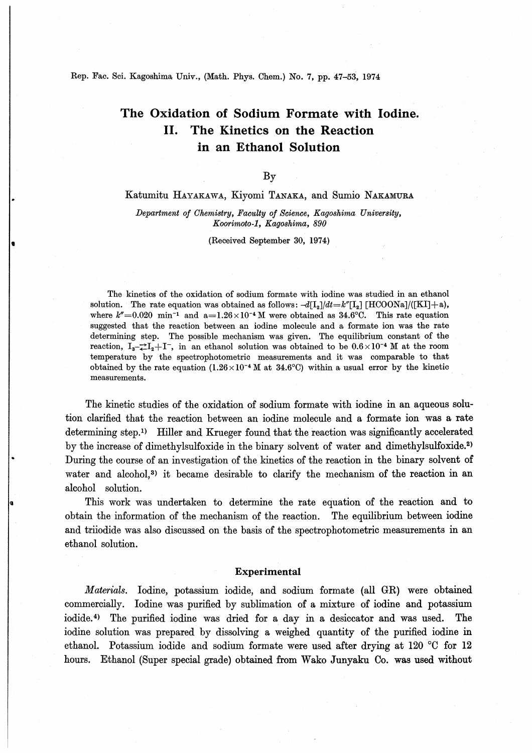# The Oxidation of Sodium Formate with Iodine. II. The Kinetics on the Reaction in an Ethanol Solution

By

Katumitu HAYAKAWA, Kiyomi TANAKA, and Sumio NAKAMURA

*Department of Chemistry, Faculty of Science, Kagoshima University, Koorimoto-1, Kagoshima, 890*

(Received September 30, 1974)

The kinetics of the oxidation of sodium formate with iodine was studied in an ethanol solution. The rate equation was obtained as follows: $-d[I_2]/dt = k''[I_2][HCOONa]/([KI]+a)$, where $k''=0.020$ min$^{-1}$ and $a=1.26\times10^{-4}$ M were obtained as 34.6°C. This rate equation suggested that the reaction between an iodine molecule and a formate ion was the rate determining step. The possible mechanism was given. The equilibrium constant of the reaction, $I_3^- \rightleftarrows I_2 + I^-$, in an ethanol solution was obtained to be $0.6\times10^{-4}$ M at the room temperature by the spectrophotometric measurements and it was comparable to that obtained by the rate equation ($1.26\times10^{-4}$ M at 34.6°C) within a usual error by the kinetic measurements.

The kinetic studies of the oxidation of sodium formate with iodine in an aqueous solution clarified that the reaction between an iodine molecule and a formate ion was a rate determining step.[1] Hiller and Krueger found that the reaction was significantly accelerated by the increase of dimethylsulfoxide in the binary solvent of water and dimethylsulfoxide.[2] During the course of an investigation of the kinetics of the reaction in the binary solvent of water and alcohol,[3] it became desirable to clarify the mechanism of the reaction in an alcohol solution.

This work was undertaken to determine the rate equation of the reaction and to obtain the information of the mechanism of the reaction. The equilibrium between iodine and triiodide was also discussed on the basis of the spectrophotometric measurements in an ethanol solution.

## Experimental

*Materials.* Iodine, potassium iodide, and sodium formate (all GR) were obtained commercially. Iodine was purified by sublimation of a mixture of iodine and potassium iodide.[4] The purified iodine was dried for a day in a desiccator and was used. The iodine solution was prepared by dissolving a weighed quantity of the purified iodine in ethanol. Potassium iodide and sodium formate were used after drying at 120 °C for 12 hours. Ethanol (Super special grade) obtained from Wako Junyaku Co. was used without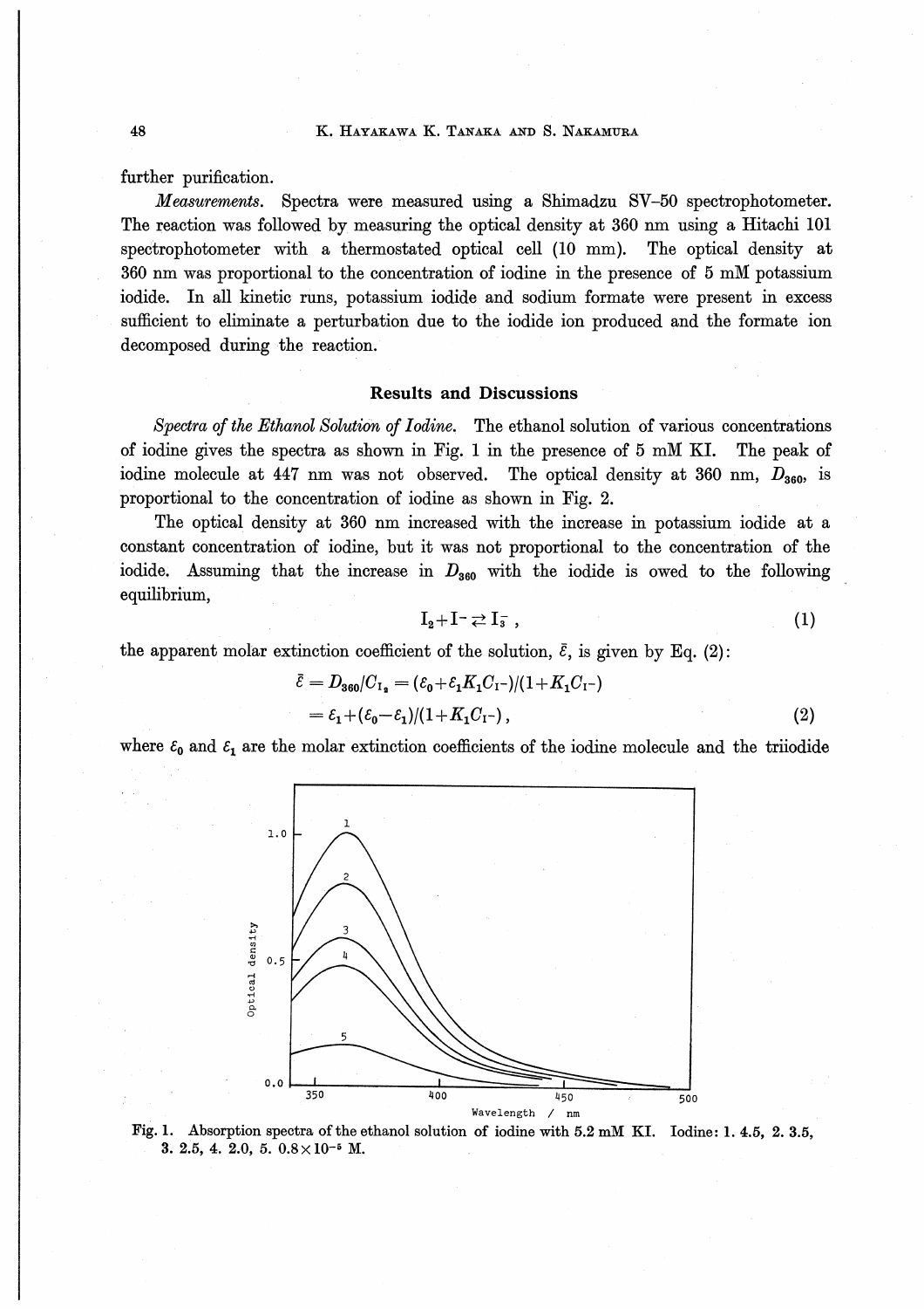further purification.

*Measurements.* Spectra were measured using a Shimadzu SV-50 spectrophotometer. The reaction was followed by measuring the optical density at 360 nm using a Hitachi 101 spectrophotometer with a thermostated optical cell (10 mm). The optical density at 360 nm was proportional to the concentration of iodine in the presence of 5 mM potassium iodide. In all kinetic runs, potassium iodide and sodium formate were present in excess sufficient to eliminate a perturbation due to the iodide ion produced and the formate ion decomposed during the reaction.

## Results and Discussions

*Spectra of the Ethanol Solution of Iodine.* The ethanol solution of various concentrations of iodine gives the spectra as shown in Fig. 1 in the presence of 5 mM KI. The peak of iodine molecule at 447 nm was not observed. The optical density at 360 nm, $D_{360}$, is proportional to the concentration of iodine as shown in Fig. 2.

The optical density at 360 nm increased with the increase in potassium iodide at a constant concentration of iodine, but it was not proportional to the concentration of the iodide. Assuming that the increase in $D_{360}$ with the iodide is owed to the following equilibrium,

$$I_2 + I^- \rightleftarrows I_3^- , \tag{1}$$

the apparent molar extinction coefficient of the solution, $\bar{\varepsilon}$, is given by Eq. (2):

$$\begin{aligned}\bar{\varepsilon} &= D_{360}/C_{I_2} = (\varepsilon_0 + \varepsilon_1 K_1 C_{I^-})/(1+K_1 C_{I^-}) \\ &= \varepsilon_1 + (\varepsilon_0 - \varepsilon_1)/(1+K_1 C_{I^-}),\end{aligned} \tag{2}$$

where $\varepsilon_0$ and $\varepsilon_1$ are the molar extinction coefficients of the iodine molecule and the triiodide

Fig. 1. Absorption spectra of the ethanol solution of iodine with 5.2 mM KI. Iodine: 1. 4.5, 2. 3.5, 3. 2.5, 4. 2.0, 5. $0.8 \times 10^{-5}$ M.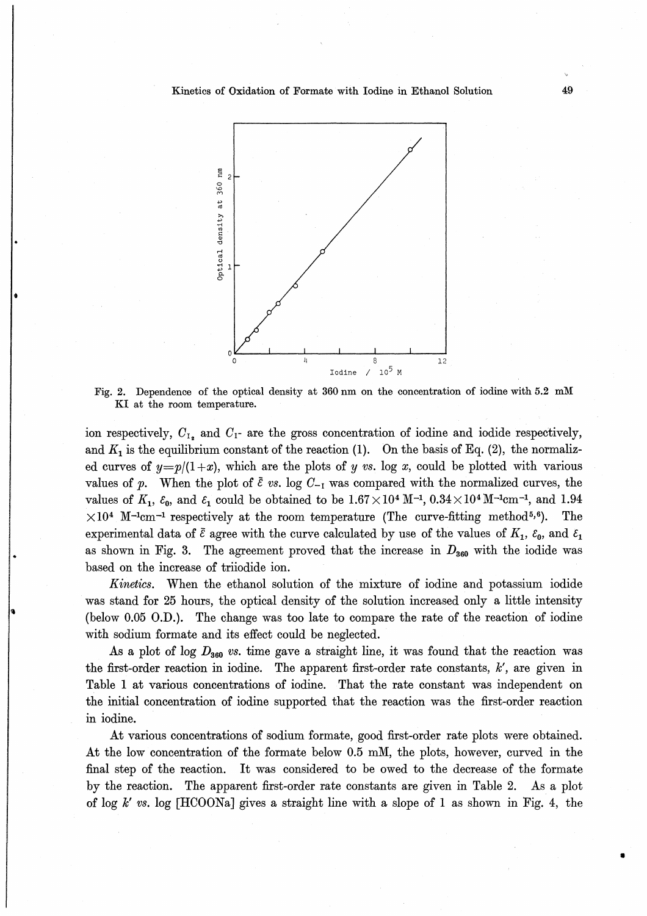Fig. 2. Dependence of the optical density at 360 nm on the concentration of iodine with 5.2 mM KI at the room temperature.

ion respectively, $C_{I_2}$ and $C_{I^-}$ are the gross concentration of iodine and iodide respectively, and $K_1$ is the equilibrium constant of the reaction (1). On the basis of Eq. (2), the normalized curves of $y=p/(1+x)$, which are the plots of $y$ *vs.* log $x$, could be plotted with various values of $p$. When the plot of $\bar{\varepsilon}$ *vs.* log $C_{-I}$ was compared with the normalized curves, the values of $K_1$, $\varepsilon_0$, and $\varepsilon_1$ could be obtained to be $1.67\times10^4$ M$^{-1}$, $0.34\times10^4$ M$^{-1}$cm$^{-1}$, and $1.94\times10^4$ M$^{-1}$cm$^{-1}$ respectively at the room temperature (The curve-fitting method[5,6]). The experimental data of $\bar{\varepsilon}$ agree with the curve calculated by use of the values of $K_1$, $\varepsilon_0$, and $\varepsilon_1$ as shown in Fig. 3. The agreement proved that the increase in $D_{360}$ with the iodide was based on the increase of triiodide ion.

*Kinetics.* When the ethanol solution of the mixture of iodine and potassium iodide was stand for 25 hours, the optical density of the solution increased only a little intensity (below 0.05 O.D.). The change was too late to compare the rate of the reaction of iodine with sodium formate and its effect could be neglected.

As a plot of log $D_{360}$ *vs.* time gave a straight line, it was found that the reaction was the first-order reaction in iodine. The apparent first-order rate constants, $k'$, are given in Table 1 at various concentrations of iodine. That the rate constant was independent on the initial concentration of iodine supported that the reaction was the first-order reaction in iodine.

At various concentrations of sodium formate, good first-order rate plots were obtained. At the low concentration of the formate below 0.5 mM, the plots, however, curved in the final step of the reaction. It was considered to be owed to the decrease of the formate by the reaction. The apparent first-order rate constants are given in Table 2. As a plot of log $k'$ *vs.* log [HCOONa] gives a straight line with a slope of 1 as shown in Fig. 4, the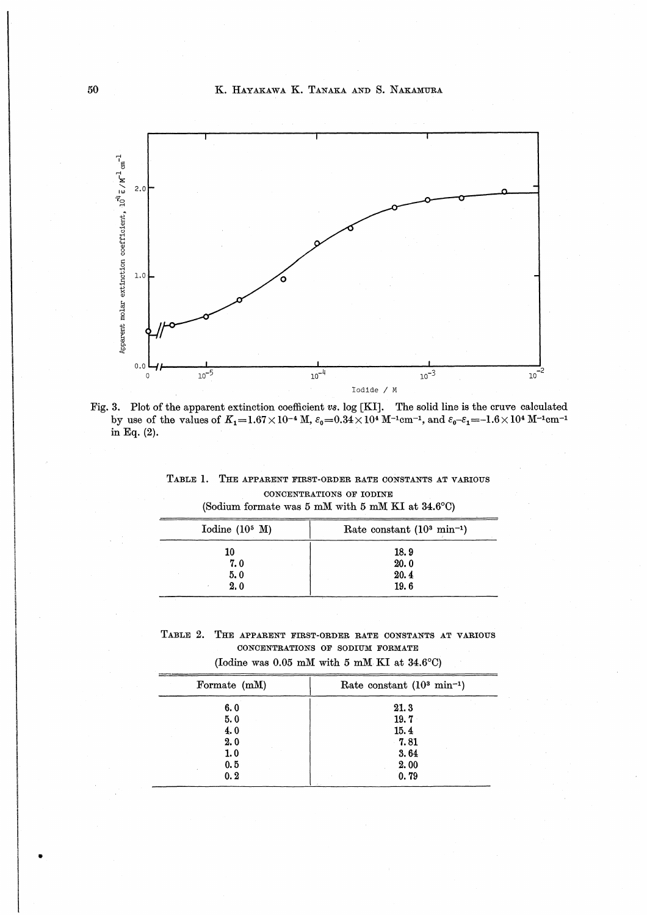Fig. 3. Plot of the apparent extinction coefficient *vs.* log [KI]. The solid line is the cruve calculated by use of the values of $K_1=1.67\times10^{-4}$ M, $\varepsilon_0=0.34\times10^4$ M$^{-1}$cm$^{-1}$, and $\varepsilon_0-\varepsilon_1=-1.6\times10^4$ M$^{-1}$cm$^{-1}$ in Eq. (2).

TABLE 1. THE APPARENT FIRST-ORDER RATE CONSTANTS AT VARIOUS CONCENTRATIONS OF IODINE
(Sodium formate was 5 mM with 5 mM KI at 34.6°C)

| Iodine ($10^5$ M) | Rate constant ($10^3$ min$^{-1}$) |
|---|---|
| 10 | 18.9 |
| 7.0 | 20.0 |
| 5.0 | 20.4 |
| 2.0 | 19.6 |

TABLE 2. THE APPARENT FIRST-ORDER RATE CONSTANTS AT VARIOUS CONCENTRATIONS OF SODIUM FORMATE
(Iodine was 0.05 mM with 5 mM KI at 34.6°C)

| Formate (mM) | Rate constant ($10^3$ min$^{-1}$) |
|---|---|
| 6.0 | 21.3 |
| 5.0 | 19.7 |
| 4.0 | 15.4 |
| 2.0 | 7.81 |
| 1.0 | 3.64 |
| 0.5 | 2.00 |
| 0.2 | 0.79 |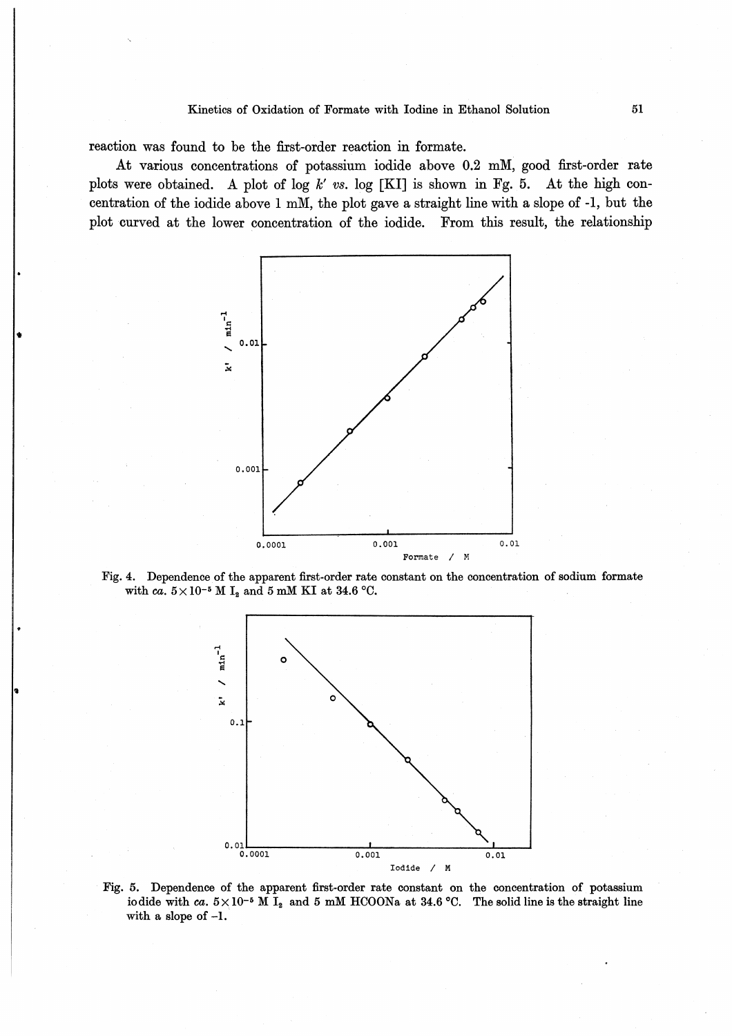reaction was found to be the first-order reaction in formate.

At various concentrations of potassium iodide above 0.2 mM, good first-order rate plots were obtained. A plot of log $k'$ *vs.* log [KI] is shown in Fg. 5. At the high concentration of the iodide above 1 mM, the plot gave a straight line with a slope of -1, but the plot curved at the lower concentration of the iodide. From this result, the relationship

Fig. 4. Dependence of the apparent first-order rate constant on the concentration of sodium formate with *ca.* $5\times10^{-5}$ M $I_2$ and 5 mM KI at 34.6 °C.

Fig. 5. Dependence of the apparent first-order rate constant on the concentration of potassium iodide with *ca.* $5\times10^{-5}$ M $I_2$ and 5 mM HCOONa at 34.6 °C. The solid line is the straight line with a slope of −1.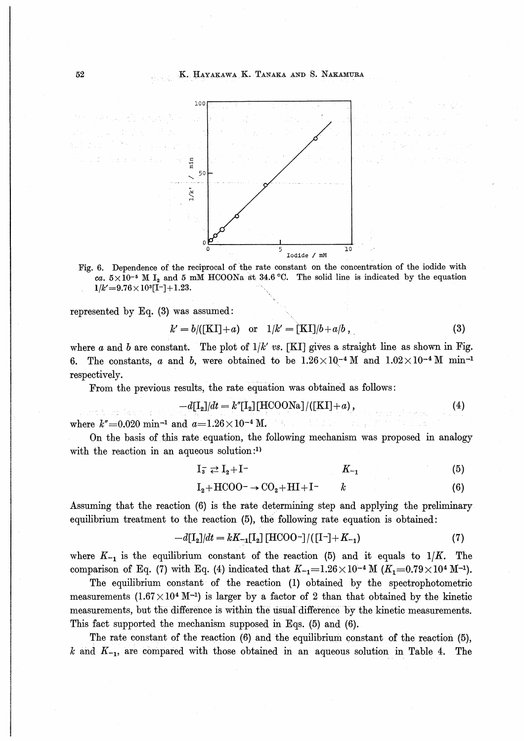Fig. 6. Dependence of the reciprocal of the rate constant on the concentration of the iodide with *ca.* $5\times10^{-5}$ M $I_2$ and 5 mM HCOONa at 34.6 °C. The solid line is indicated by the equation $1/k'=9.76\times10^{3}[I^-]+1.23$.

represented by Eq. (3) was assumed:

$$k' = b/([\mathrm{KI}]+a) \quad \text{or} \quad 1/k' = [\mathrm{KI}]/b + a/b\,, \tag{3}$$

where $a$ and $b$ are constant. The plot of $1/k'$ *vs.* [KI] gives a straight line as shown in Fig. 6. The constants, $a$ and $b$, were obtained to be $1.26\times10^{-4}$ M and $1.02\times10^{-4}$ M min$^{-1}$ respectively.

From the previous results, the rate equation was obtained as follows:

$$-d[\mathrm{I_2}]/dt = k''[\mathrm{I_2}][\mathrm{HCOONa}]/([\mathrm{KI}]+a)\,, \tag{4}$$

where $k''=0.020$ min$^{-1}$ and $a=1.26\times10^{-4}$ M.

On the basis of this rate equation, the following mechanism was proposed in analogy with the reaction in an aqueous solution:[1]

$$\mathrm{I_3^-} \rightleftarrows \mathrm{I_2} + \mathrm{I^-} \qquad K_{-1} \tag{5}$$

$$\mathrm{I_2} + \mathrm{HCOO^-} \rightarrow \mathrm{CO_2} + \mathrm{HI} + \mathrm{I^-} \qquad k \tag{6}$$

Assuming that the reaction (6) is the rate determining step and applying the preliminary equilibrium treatment to the reaction (5), the following rate equation is obtained:

$$-d[\mathrm{I_2}]/dt = kK_{-1}[\mathrm{I_2}][\mathrm{HCOO^-}]/([\mathrm{I^-}]+K_{-1}) \tag{7}$$

where $K_{-1}$ is the equilibrium constant of the reaction (5) and it equals to $1/K$. The comparison of Eq. (7) with Eq. (4) indicated that $K_{-1}=1.26\times10^{-4}$ M ($K_1=0.79\times10^{4}$ M$^{-1}$).

The equilibrium constant of the reaction (1) obtained by the spectrophotometric measurements ($1.67\times10^{4}$ M$^{-1}$) is larger by a factor of 2 than that obtained by the kinetic measurements, but the difference is within the usual difference by the kinetic measurements. This fact supported the mechanism supposed in Eqs. (5) and (6).

The rate constant of the reaction (6) and the equilibrium constant of the reaction (5), $k$ and $K_{-1}$, are compared with those obtained in an aqueous solution in Table 4. The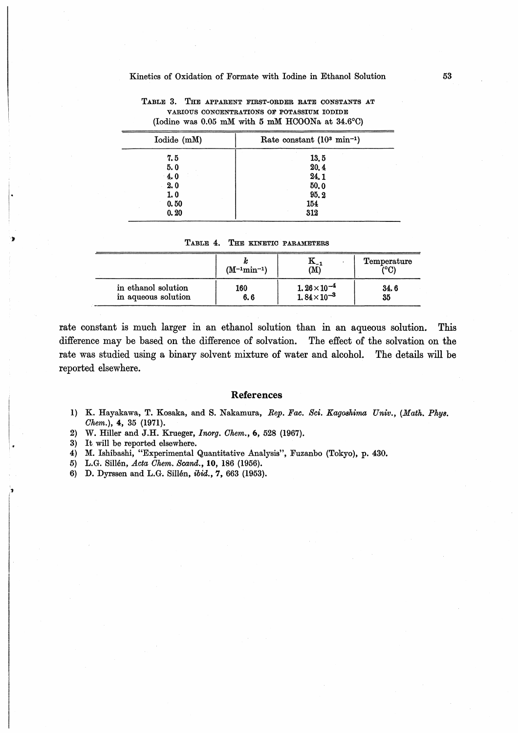TABLE 3. THE APPARENT FIRST-ORDER RATE CONSTANTS AT VARIOUS CONCENTRATIONS OF POTASSIUM IODIDE
(Iodine was 0.05 mM with 5 mM HCOONa at 34.6°C)

| Iodide (mM) | Rate constant ($10^3$ min$^{-1}$) |
|---|---|
| 7.5 | 13.5 |
| 5.0 | 20.4 |
| 4.0 | 24.1 |
| 2.0 | 50.0 |
| 1.0 | 95.2 |
| 0.50 | 154 |
| 0.20 | 312 |

TABLE 4. THE KINETIC PARAMETERS

| | $k$ ($M^{-1}min^{-1}$) | $K_{-1}$ (M) | Temperature (°C) |
|---|---|---|---|
| in ethanol solution | 160 | $1.26\times10^{-4}$ | 34.6 |
| in aqueous solution | 6.6 | $1.84\times10^{-3}$ | 35 |

rate constant is much larger in an ethanol solution than in an aqueous solution. This difference may be based on the difference of solvation. The effect of the solvation on the rate was studied using a binary solvent mixture of water and alcohol. The details will be reported elsewhere.

## References

1) K. Hayakawa, T. Kosaka, and S. Nakamura, *Rep. Fac. Sci. Kagoshima Univ.*, (*Math. Phys. Chem.*), **4**, 35 (1971).
2) W. Hiller and J.H. Krueger, *Inorg. Chem.*, **6**, 528 (1967).
3) It will be reported elsewhere.
4) M. Ishibashi, "Experimental Quantitative Analysis", Fuzanbo (Tokyo), p. 430.
5) L.G. Sillén, *Acta Chem. Scand.*, **10**, 186 (1956).
6) D. Dyrssen and L.G. Sillén, *ibid.*, **7**, 663 (1953).